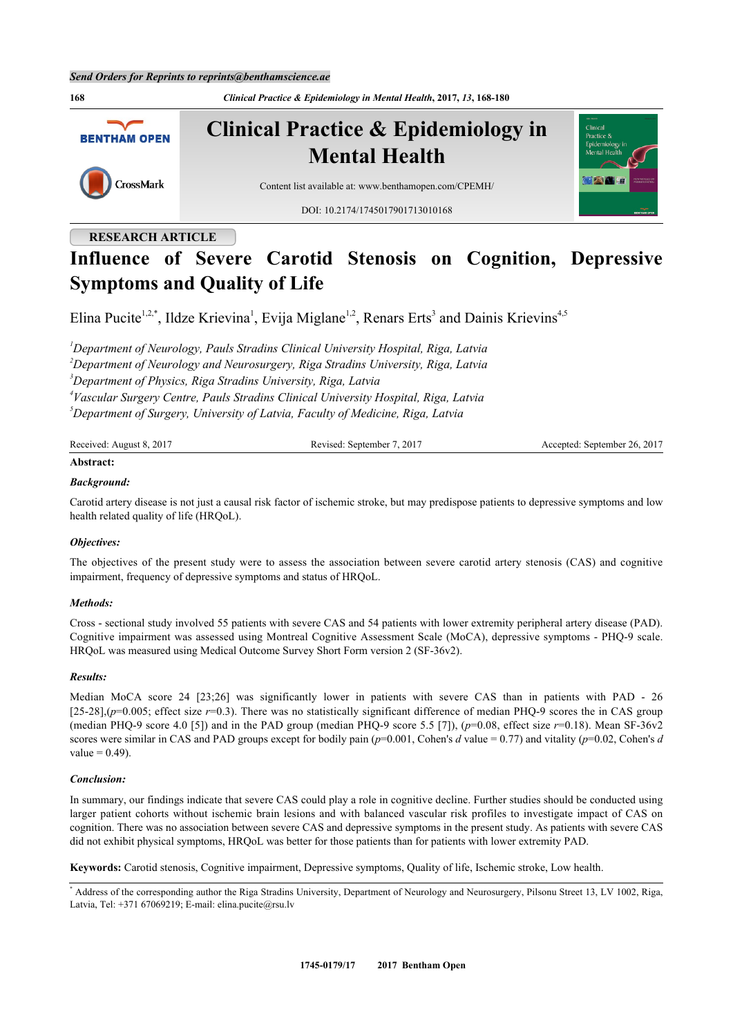Send Orders for Reprints to reprints@benthamscience.ae

RESEARCH ARTICLE

# Influence of Severe Carotid Stenosis on Cognition, Depressive Symptoms and Quality of Life

Elina Pucite[1,2,*], Ildze Krievina[1], Evija Miglane[1,2], Renars Erts[3] and Dainis Krievins[4,5]

[1]*Department of Neurology, Pauls Stradins Clinical University Hospital, Riga, Latvia*
[2]*Department of Neurology and Neurosurgery, Riga Stradins University, Riga, Latvia*
[3]*Department of Physics, Riga Stradins University, Riga, Latvia*
[4]*Vascular Surgery Centre, Pauls Stradins Clinical University Hospital, Riga, Latvia*
[5]*Department of Surgery, University of Latvia, Faculty of Medicine, Riga, Latvia*

Received: August 8, 2017 | Revised: September 7, 2017 | Accepted: September 26, 2017

**Abstract:**

***Background:***

Carotid artery disease is not just a causal risk factor of ischemic stroke, but may predispose patients to depressive symptoms and low health related quality of life (HRQoL).

***Objectives:***

The objectives of the present study were to assess the association between severe carotid artery stenosis (CAS) and cognitive impairment, frequency of depressive symptoms and status of HRQoL.

***Methods:***

Cross - sectional study involved 55 patients with severe CAS and 54 patients with lower extremity peripheral artery disease (PAD). Cognitive impairment was assessed using Montreal Cognitive Assessment Scale (MoCA), depressive symptoms - PHQ-9 scale. HRQoL was measured using Medical Outcome Survey Short Form version 2 (SF-36v2).

***Results:***

Median MoCA score 24 [23;26] was significantly lower in patients with severe CAS than in patients with PAD - 26 [25-28],($p$=0.005; effect size $r$=0.3). There was no statistically significant difference of median PHQ-9 scores the in CAS group (median PHQ-9 score 4.0 [5]) and in the PAD group (median PHQ-9 score 5.5 [7]), ($p$=0.08, effect size $r$=0.18). Mean SF-36v2 scores were similar in CAS and PAD groups except for bodily pain ($p$=0.001, Cohen's $d$ value = 0.77) and vitality ($p$=0.02, Cohen's $d$ value = 0.49).

***Conclusion:***

In summary, our findings indicate that severe CAS could play a role in cognitive decline. Further studies should be conducted using larger patient cohorts without ischemic brain lesions and with balanced vascular risk profiles to investigate impact of CAS on cognition. There was no association between severe CAS and depressive symptoms in the present study. As patients with severe CAS did not exhibit physical symptoms, HRQoL was better for those patients than for patients with lower extremity PAD.

**Keywords:** Carotid stenosis, Cognitive impairment, Depressive symptoms, Quality of life, Ischemic stroke, Low health.

[*] Address of the corresponding author the Riga Stradins University, Department of Neurology and Neurosurgery, Pilsonu Street 13, LV 1002, Riga, Latvia, Tel: +371 67069219; E-mail: elina.pucite@rsu.lv

1745-0179/17 2017 Bentham Open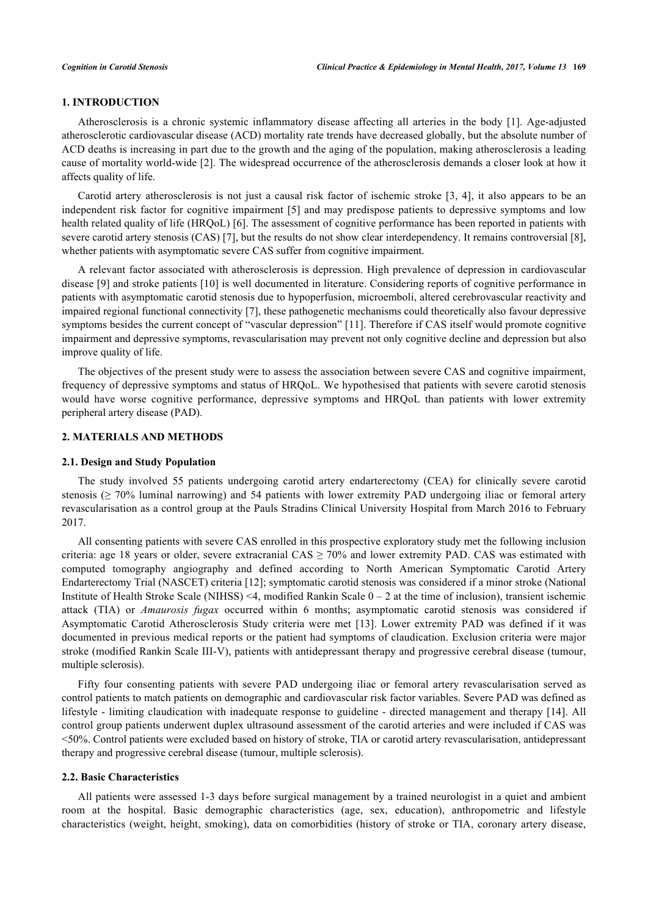## 1. INTRODUCTION

Atherosclerosis is a chronic systemic inflammatory disease affecting all arteries in the body [1]. Age-adjusted atherosclerotic cardiovascular disease (ACD) mortality rate trends have decreased globally, but the absolute number of ACD deaths is increasing in part due to the growth and the aging of the population, making atherosclerosis a leading cause of mortality world-wide [2]. The widespread occurrence of the atherosclerosis demands a closer look at how it affects quality of life.

Carotid artery atherosclerosis is not just a causal risk factor of ischemic stroke [3, 4], it also appears to be an independent risk factor for cognitive impairment [5] and may predispose patients to depressive symptoms and low health related quality of life (HRQoL) [6]. The assessment of cognitive performance has been reported in patients with severe carotid artery stenosis (CAS) [7], but the results do not show clear interdependency. It remains controversial [8], whether patients with asymptomatic severe CAS suffer from cognitive impairment.

A relevant factor associated with atherosclerosis is depression. High prevalence of depression in cardiovascular disease [9] and stroke patients [10] is well documented in literature. Considering reports of cognitive performance in patients with asymptomatic carotid stenosis due to hypoperfusion, microemboli, altered cerebrovascular reactivity and impaired regional functional connectivity [7], these pathogenetic mechanisms could theoretically also favour depressive symptoms besides the current concept of "vascular depression" [11]. Therefore if CAS itself would promote cognitive impairment and depressive symptoms, revascularisation may prevent not only cognitive decline and depression but also improve quality of life.

The objectives of the present study were to assess the association between severe CAS and cognitive impairment, frequency of depressive symptoms and status of HRQoL. We hypothesised that patients with severe carotid stenosis would have worse cognitive performance, depressive symptoms and HRQoL than patients with lower extremity peripheral artery disease (PAD).

## 2. MATERIALS AND METHODS

### 2.1. Design and Study Population

The study involved 55 patients undergoing carotid artery endarterectomy (CEA) for clinically severe carotid stenosis (≥ 70% luminal narrowing) and 54 patients with lower extremity PAD undergoing iliac or femoral artery revascularisation as a control group at the Pauls Stradins Clinical University Hospital from March 2016 to February 2017.

All consenting patients with severe CAS enrolled in this prospective exploratory study met the following inclusion criteria: age 18 years or older, severe extracranial CAS ≥ 70% and lower extremity PAD. CAS was estimated with computed tomography angiography and defined according to North American Symptomatic Carotid Artery Endarterectomy Trial (NASCET) criteria [12]; symptomatic carotid stenosis was considered if a minor stroke (National Institute of Health Stroke Scale (NIHSS) <4, modified Rankin Scale 0 – 2 at the time of inclusion), transient ischemic attack (TIA) or *Amaurosis fugax* occurred within 6 months; asymptomatic carotid stenosis was considered if Asymptomatic Carotid Atherosclerosis Study criteria were met [13]. Lower extremity PAD was defined if it was documented in previous medical reports or the patient had symptoms of claudication. Exclusion criteria were major stroke (modified Rankin Scale III-V), patients with antidepressant therapy and progressive cerebral disease (tumour, multiple sclerosis).

Fifty four consenting patients with severe PAD undergoing iliac or femoral artery revascularisation served as control patients to match patients on demographic and cardiovascular risk factor variables. Severe PAD was defined as lifestyle - limiting claudication with inadequate response to guideline - directed management and therapy [14]. All control group patients underwent duplex ultrasound assessment of the carotid arteries and were included if CAS was <50%. Control patients were excluded based on history of stroke, TIA or carotid artery revascularisation, antidepressant therapy and progressive cerebral disease (tumour, multiple sclerosis).

### 2.2. Basic Characteristics

All patients were assessed 1-3 days before surgical management by a trained neurologist in a quiet and ambient room at the hospital. Basic demographic characteristics (age, sex, education), anthropometric and lifestyle characteristics (weight, height, smoking), data on comorbidities (history of stroke or TIA, coronary artery disease,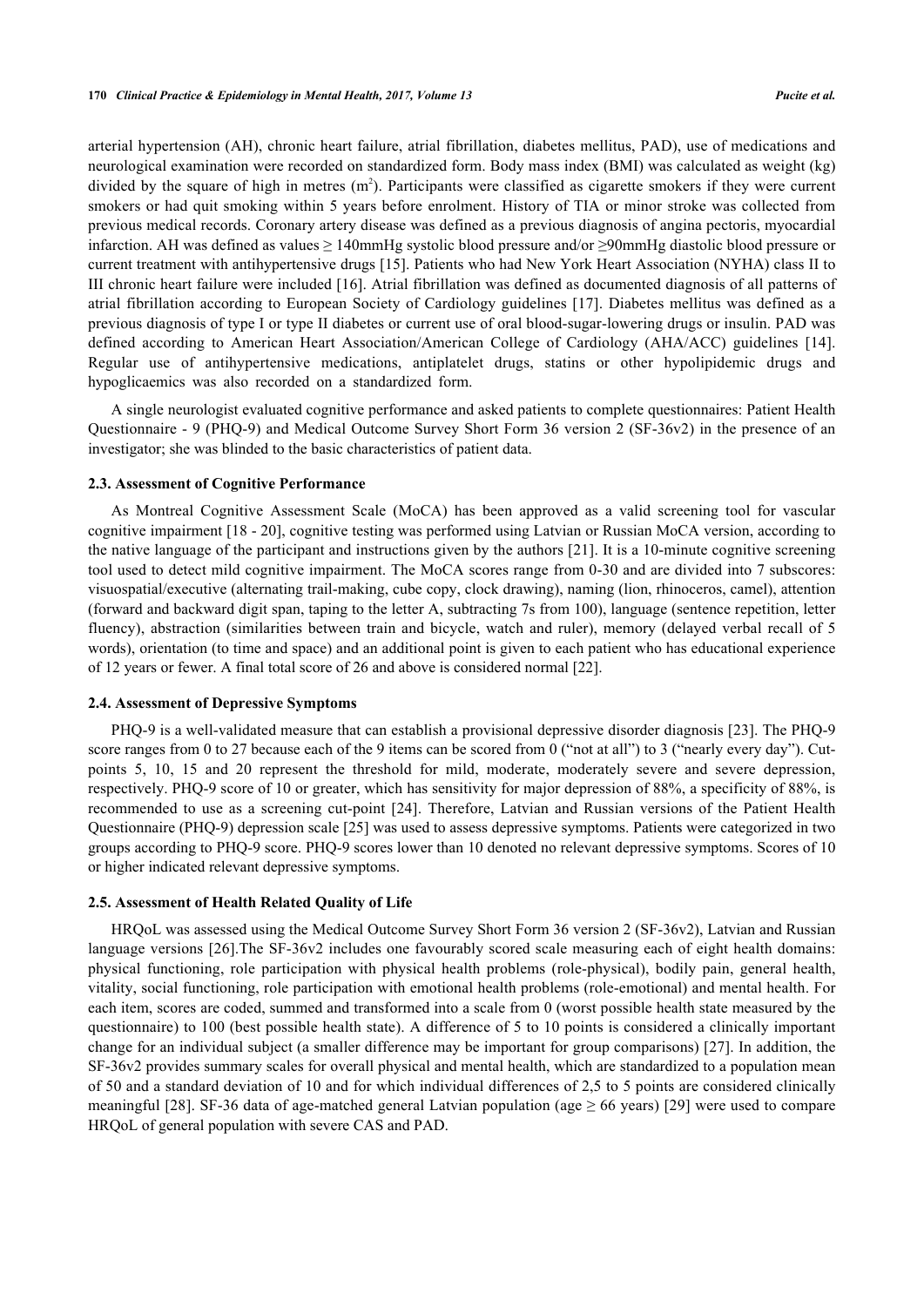arterial hypertension (AH), chronic heart failure, atrial fibrillation, diabetes mellitus, PAD), use of medications and neurological examination were recorded on standardized form. Body mass index (BMI) was calculated as weight (kg) divided by the square of high in metres ($m^2$). Participants were classified as cigarette smokers if they were current smokers or had quit smoking within 5 years before enrolment. History of TIA or minor stroke was collected from previous medical records. Coronary artery disease was defined as a previous diagnosis of angina pectoris, myocardial infarction. AH was defined as values ≥ 140mmHg systolic blood pressure and/or ≥90mmHg diastolic blood pressure or current treatment with antihypertensive drugs [15]. Patients who had New York Heart Association (NYHA) class II to III chronic heart failure were included [16]. Atrial fibrillation was defined as documented diagnosis of all patterns of atrial fibrillation according to European Society of Cardiology guidelines [17]. Diabetes mellitus was defined as a previous diagnosis of type I or type II diabetes or current use of oral blood-sugar-lowering drugs or insulin. PAD was defined according to American Heart Association/American College of Cardiology (AHA/ACC) guidelines [14]. Regular use of antihypertensive medications, antiplatelet drugs, statins or other hypolipidemic drugs and hypoglicaemics was also recorded on a standardized form.

A single neurologist evaluated cognitive performance and asked patients to complete questionnaires: Patient Health Questionnaire - 9 (PHQ-9) and Medical Outcome Survey Short Form 36 version 2 (SF-36v2) in the presence of an investigator; she was blinded to the basic characteristics of patient data.

### 2.3. Assessment of Cognitive Performance

As Montreal Cognitive Assessment Scale (MoCA) has been approved as a valid screening tool for vascular cognitive impairment [18 - 20], cognitive testing was performed using Latvian or Russian MoCA version, according to the native language of the participant and instructions given by the authors [21]. It is a 10-minute cognitive screening tool used to detect mild cognitive impairment. The MoCA scores range from 0-30 and are divided into 7 subscores: visuospatial/executive (alternating trail-making, cube copy, clock drawing), naming (lion, rhinoceros, camel), attention (forward and backward digit span, taping to the letter A, subtracting 7s from 100), language (sentence repetition, letter fluency), abstraction (similarities between train and bicycle, watch and ruler), memory (delayed verbal recall of 5 words), orientation (to time and space) and an additional point is given to each patient who has educational experience of 12 years or fewer. A final total score of 26 and above is considered normal [22].

### 2.4. Assessment of Depressive Symptoms

PHQ-9 is a well-validated measure that can establish a provisional depressive disorder diagnosis [23]. The PHQ-9 score ranges from 0 to 27 because each of the 9 items can be scored from 0 ("not at all") to 3 ("nearly every day"). Cut-points 5, 10, 15 and 20 represent the threshold for mild, moderate, moderately severe and severe depression, respectively. PHQ-9 score of 10 or greater, which has sensitivity for major depression of 88%, a specificity of 88%, is recommended to use as a screening cut-point [24]. Therefore, Latvian and Russian versions of the Patient Health Questionnaire (PHQ-9) depression scale [25] was used to assess depressive symptoms. Patients were categorized in two groups according to PHQ-9 score. PHQ-9 scores lower than 10 denoted no relevant depressive symptoms. Scores of 10 or higher indicated relevant depressive symptoms.

### 2.5. Assessment of Health Related Quality of Life

HRQoL was assessed using the Medical Outcome Survey Short Form 36 version 2 (SF-36v2), Latvian and Russian language versions [26].The SF-36v2 includes one favourably scored scale measuring each of eight health domains: physical functioning, role participation with physical health problems (role-physical), bodily pain, general health, vitality, social functioning, role participation with emotional health problems (role-emotional) and mental health. For each item, scores are coded, summed and transformed into a scale from 0 (worst possible health state measured by the questionnaire) to 100 (best possible health state). A difference of 5 to 10 points is considered a clinically important change for an individual subject (a smaller difference may be important for group comparisons) [27]. In addition, the SF-36v2 provides summary scales for overall physical and mental health, which are standardized to a population mean of 50 and a standard deviation of 10 and for which individual differences of 2,5 to 5 points are considered clinically meaningful [28]. SF-36 data of age-matched general Latvian population (age ≥ 66 years) [29] were used to compare HRQoL of general population with severe CAS and PAD.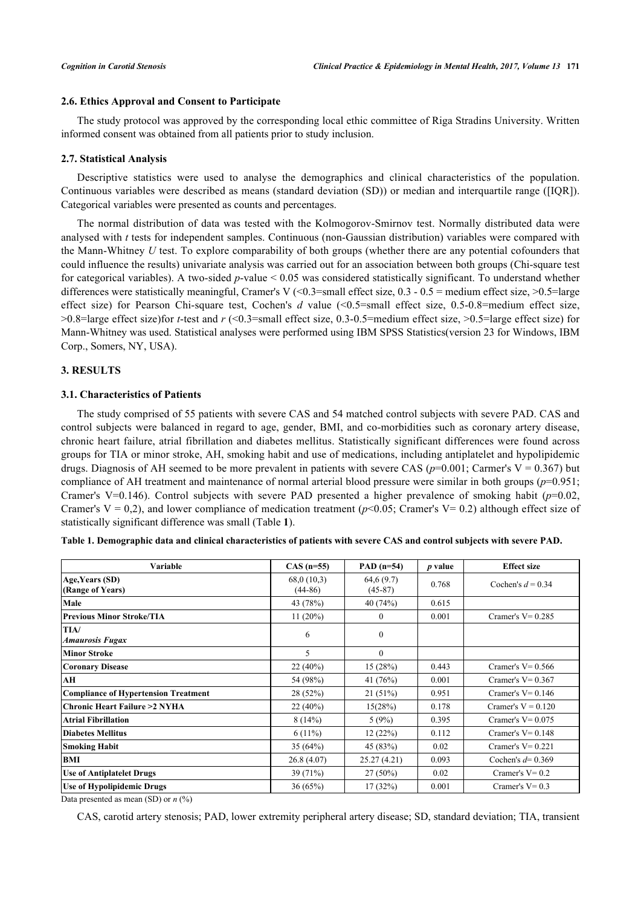### 2.6. Ethics Approval and Consent to Participate

The study protocol was approved by the corresponding local ethic committee of Riga Stradins University. Written informed consent was obtained from all patients prior to study inclusion.

### 2.7. Statistical Analysis

Descriptive statistics were used to analyse the demographics and clinical characteristics of the population. Continuous variables were described as means (standard deviation (SD)) or median and interquartile range ([IQR]). Categorical variables were presented as counts and percentages.

The normal distribution of data was tested with the Kolmogorov-Smirnov test. Normally distributed data were analysed with *t* tests for independent samples. Continuous (non-Gaussian distribution) variables were compared with the Mann-Whitney *U* test. To explore comparability of both groups (whether there are any potential cofounders that could influence the results) univariate analysis was carried out for an association between both groups (Chi-square test for categorical variables). A two-sided *p*-value < 0.05 was considered statistically significant. To understand whether differences were statistically meaningful, Cramer's V (<0.3=small effect size, 0.3 - 0.5 = medium effect size, >0.5=large effect size) for Pearson Chi-square test, Cochen's *d* value (<0.5=small effect size, 0.5-0.8=medium effect size, >0.8=large effect size)for *t*-test and *r* (<0.3=small effect size, 0.3-0.5=medium effect size, >0.5=large effect size) for Mann-Whitney was used. Statistical analyses were performed using IBM SPSS Statistics(version 23 for Windows, IBM Corp., Somers, NY, USA).

## 3. RESULTS

### 3.1. Characteristics of Patients

The study comprised of 55 patients with severe CAS and 54 matched control subjects with severe PAD. CAS and control subjects were balanced in regard to age, gender, BMI, and co-morbidities such as coronary artery disease, chronic heart failure, atrial fibrillation and diabetes mellitus. Statistically significant differences were found across groups for TIA or minor stroke, AH, smoking habit and use of medications, including antiplatelet and hypolipidemic drugs. Diagnosis of AH seemed to be more prevalent in patients with severe CAS (*p*=0.001; Carmer's V = 0.367) but compliance of AH treatment and maintenance of normal arterial blood pressure were similar in both groups (*p*=0.951; Cramer's V=0.146). Control subjects with severe PAD presented a higher prevalence of smoking habit (*p*=0.02, Cramer's V = 0,2), and lower compliance of medication treatment (*p*<0.05; Cramer's V= 0.2) although effect size of statistically significant difference was small (Table **1**).

**Table 1. Demographic data and clinical characteristics of patients with severe CAS and control subjects with severe PAD.**

| Variable | CAS (n=55) | PAD (n=54) | *p* value | Effect size |
|---|---|---|---|---|
| **Age,Years (SD) (Range of Years)** | 68,0 (10,3) (44-86) | 64,6 (9.7) (45-87) | 0.768 | Cochen's *d* = 0.34 |
| **Male** | 43 (78%) | 40 (74%) | 0.615 | |
| **Previous Minor Stroke/TIA** | 11 (20%) | 0 | 0.001 | Cramer's V= 0.285 |
| **TIA/ *Amaurosis Fugax*** | 6 | 0 | | |
| **Minor Stroke** | 5 | 0 | | |
| **Coronary Disease** | 22 (40%) | 15 (28%) | 0.443 | Cramer's V= 0.566 |
| **AH** | 54 (98%) | 41 (76%) | 0.001 | Cramer's V= 0.367 |
| **Compliance of Hypertension Treatment** | 28 (52%) | 21 (51%) | 0.951 | Cramer's V= 0.146 |
| **Chronic Heart Failure >2 NYHA** | 22 (40%) | 15(28%) | 0.178 | Cramer's V = 0.120 |
| **Atrial Fibrillation** | 8 (14%) | 5 (9%) | 0.395 | Cramer's V= 0.075 |
| **Diabetes Mellitus** | 6 (11%) | 12 (22%) | 0.112 | Cramer's V= 0.148 |
| **Smoking Habit** | 35 (64%) | 45 (83%) | 0.02 | Cramer's V= 0.221 |
| **BMI** | 26.8 (4.07) | 25.27 (4.21) | 0.093 | Cochen's *d*= 0.369 |
| **Use of Antiplatelet Drugs** | 39 (71%) | 27 (50%) | 0.02 | Cramer's V= 0.2 |
| **Use of Hypolipidemic Drugs** | 36 (65%) | 17 (32%) | 0.001 | Cramer's V= 0.3 |

Data presented as mean (SD) or *n* (%)

CAS, carotid artery stenosis; PAD, lower extremity peripheral artery disease; SD, standard deviation; TIA, transient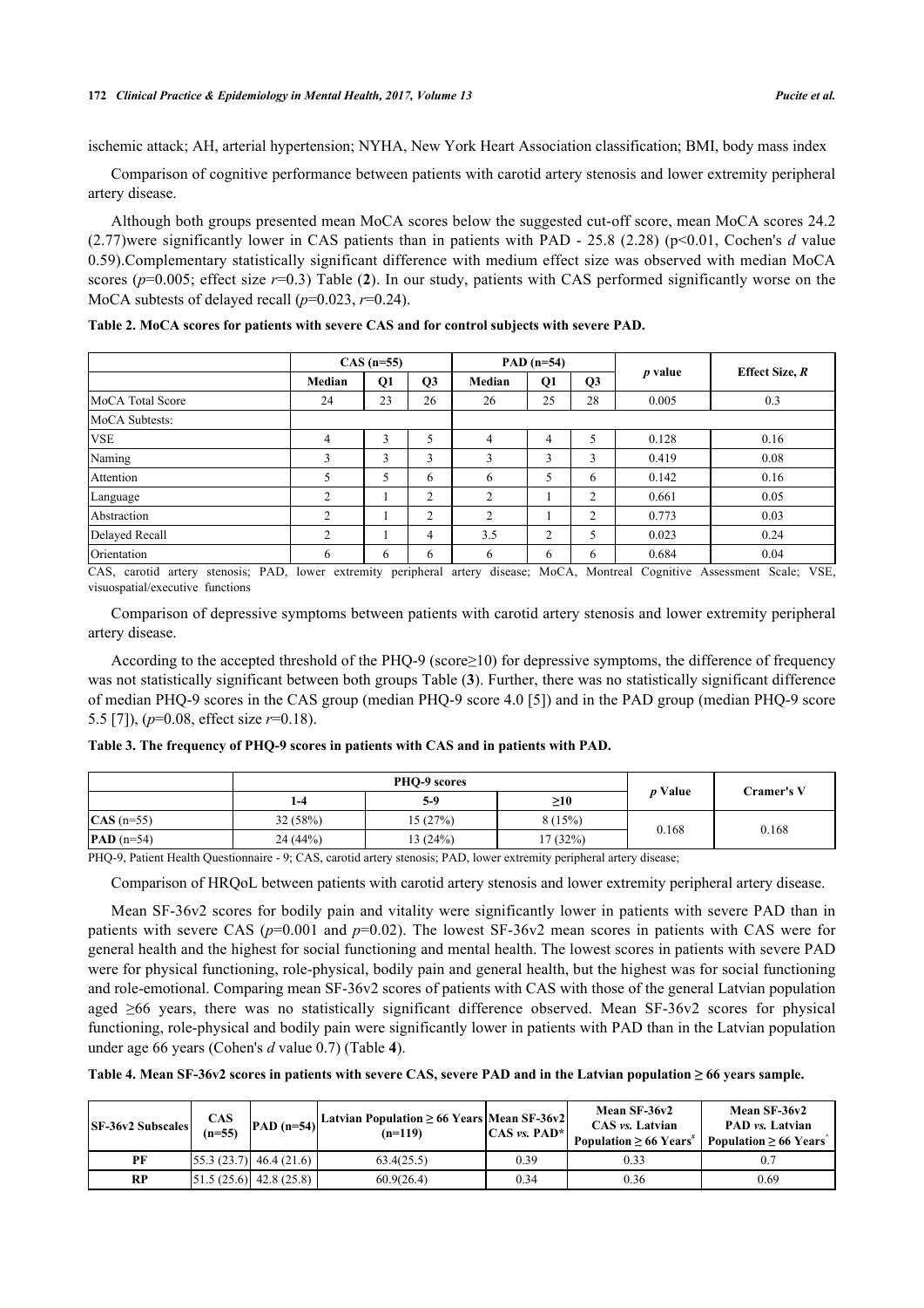ischemic attack; AH, arterial hypertension; NYHA, New York Heart Association classification; BMI, body mass index

Comparison of cognitive performance between patients with carotid artery stenosis and lower extremity peripheral artery disease.

Although both groups presented mean MoCA scores below the suggested cut-off score, mean MoCA scores 24.2 (2.77)were significantly lower in CAS patients than in patients with PAD - 25.8 (2.28) ($p<0.01$, Cochen's $d$ value 0.59).Complementary statistically significant difference with medium effect size was observed with median MoCA scores ($p=0.005$; effect size $r=0.3$) Table (**2**). In our study, patients with CAS performed significantly worse on the MoCA subtests of delayed recall ($p=0.023$, $r=0.24$).

**Table 2. MoCA scores for patients with severe CAS and for control subjects with severe PAD.**

| | CAS (n=55) | | | PAD (n=54) | | | *p* value | Effect Size, *R* |
|---|---|---|---|---|---|---|---|---|
| | Median | Q1 | Q3 | Median | Q1 | Q3 | | |
| MoCA Total Score | 24 | 23 | 26 | 26 | 25 | 28 | 0.005 | 0.3 |
| MoCA Subtests: | | | | | | | | |
| VSE | 4 | 3 | 5 | 4 | 4 | 5 | 0.128 | 0.16 |
| Naming | 3 | 3 | 3 | 3 | 3 | 3 | 0.419 | 0.08 |
| Attention | 5 | 5 | 6 | 6 | 5 | 6 | 0.142 | 0.16 |
| Language | 2 | 1 | 2 | 2 | 1 | 2 | 0.661 | 0.05 |
| Abstraction | 2 | 1 | 2 | 2 | 1 | 2 | 0.773 | 0.03 |
| Delayed Recall | 2 | 1 | 4 | 3.5 | 2 | 5 | 0.023 | 0.24 |
| Orientation | 6 | 6 | 6 | 6 | 6 | 6 | 0.684 | 0.04 |

CAS, carotid artery stenosis; PAD, lower extremity peripheral artery disease; MoCA, Montreal Cognitive Assessment Scale; VSE, visuospatial/executive functions

Comparison of depressive symptoms between patients with carotid artery stenosis and lower extremity peripheral artery disease.

According to the accepted threshold of the PHQ-9 (score≥10) for depressive symptoms, the difference of frequency was not statistically significant between both groups Table (**3**). Further, there was no statistically significant difference of median PHQ-9 scores in the CAS group (median PHQ-9 score 4.0 [5]) and in the PAD group (median PHQ-9 score 5.5 [7]), ($p=0.08$, effect size $r=0.18$).

**Table 3. The frequency of PHQ-9 scores in patients with CAS and in patients with PAD.**

| | PHQ-9 scores | | | *p* Value | Cramer's V |
|---|---|---|---|---|---|
| | 1-4 | 5-9 | ≥10 | | |
| **CAS** (n=55) | 32 (58%) | 15 (27%) | 8 (15%) | 0.168 | 0.168 |
| **PAD** (n=54) | 24 (44%) | 13 (24%) | 17 (32%) | | |

PHQ-9, Patient Health Questionnaire - 9; CAS, carotid artery stenosis; PAD, lower extremity peripheral artery disease;

Comparison of HRQoL between patients with carotid artery stenosis and lower extremity peripheral artery disease.

Mean SF-36v2 scores for bodily pain and vitality were significantly lower in patients with severe PAD than in patients with severe CAS ($p=0.001$ and $p=0.02$). The lowest SF-36v2 mean scores in patients with CAS were for general health and the highest for social functioning and mental health. The lowest scores in patients with severe PAD were for physical functioning, role-physical, bodily pain and general health, but the highest was for social functioning and role-emotional. Comparing mean SF-36v2 scores of patients with CAS with those of the general Latvian population aged ≥66 years, there was no statistically significant difference observed. Mean SF-36v2 scores for physical functioning, role-physical and bodily pain were significantly lower in patients with PAD than in the Latvian population under age 66 years (Cohen's $d$ value 0.7) (Table **4**).

**Table 4. Mean SF-36v2 scores in patients with severe CAS, severe PAD and in the Latvian population ≥ 66 years sample.**

| SF-36v2 Subscales | CAS (n=55) | PAD (n=54) | Latvian Population ≥ 66 Years (n=119) | Mean SF-36v2 CAS *vs.* PAD* | Mean SF-36v2 CAS *vs.* Latvian Population ≥ 66 Years[#] | Mean SF-36v2 PAD *vs.* Latvian Population ≥ 66 Years[^] |
|---|---|---|---|---|---|---|
| **PF** | 55.3 (23.7) | 46.4 (21.6) | 63.4(25.5) | 0.39 | 0.33 | 0.7 |
| **RP** | 51.5 (25.6) | 42.8 (25.8) | 60.9(26.4) | 0.34 | 0.36 | 0.69 |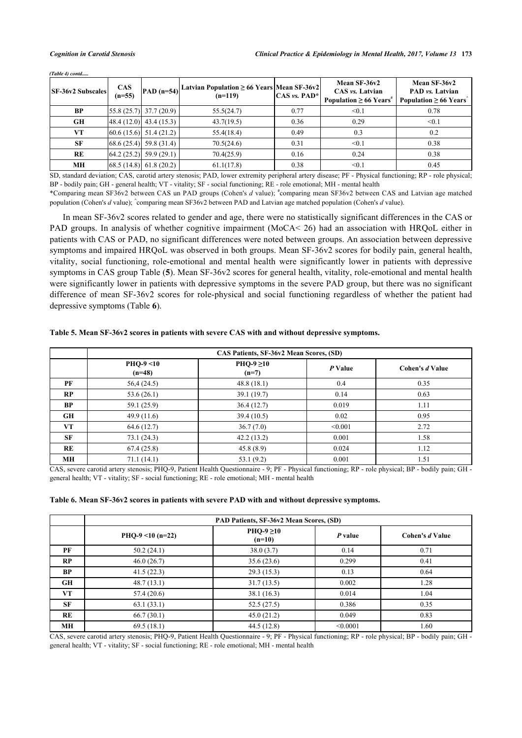*(Table 4) contd.....*

| SF-36v2 Subscales | CAS (n=55) | PAD (n=54) | Latvian Population ≥ 66 Years (n=119) | Mean SF-36v2 CAS *vs.* PAD* | Mean SF-36v2 CAS *vs.* Latvian Population ≥ 66 Years[#] | Mean SF-36v2 PAD *vs.* Latvian Population ≥ 66 Years[^] |
|---|---|---|---|---|---|---|
| **BP** | 55.8 (25.7) | 37.7 (20.9) | 55.5(24.7) | 0.77 | <0.1 | 0.78 |
| **GH** | 48.4 (12.0) | 43.4 (15.3) | 43.7(19.5) | 0.36 | 0.29 | <0.1 |
| **VT** | 60.6 (15.6) | 51.4 (21.2) | 55.4(18.4) | 0.49 | 0.3 | 0.2 |
| **SF** | 68.6 (25.4) | 59.8 (31.4) | 70.5(24.6) | 0.31 | <0.1 | 0.38 |
| **RE** | 64.2 (25.2) | 59.9 (29.1) | 70.4(25.9) | 0.16 | 0.24 | 0.38 |
| **MH** | 68.5 (14.8) | 61.8 (20.2) | 61.1(17.8) | 0.38 | <0.1 | 0.45 |

SD, standard deviation; CAS, carotid artery stenosis; PAD, lower extremity peripheral artery disease; PF - Physical functioning; RP - role physical; BP - bodily pain; GH - general health; VT - vitality; SF - social functioning; RE - role emotional; MH - mental health

*Comparing mean SF36v2 between CAS un PAD groups (Cohen's *d* value); [#]comparing mean SF36v2 between CAS and Latvian age matched population (Cohen's *d* value); [^]comparing mean SF36v2 between PAD and Latvian age matched population (Cohen's *d* value).

In mean SF-36v2 scores related to gender and age, there were no statistically significant differences in the CAS or PAD groups. In analysis of whether cognitive impairment (MoCA< 26) had an association with HRQoL either in patients with CAS or PAD, no significant differences were noted between groups. An association between depressive symptoms and impaired HRQoL was observed in both groups. Mean SF-36v2 scores for bodily pain, general health, vitality, social functioning, role-emotional and mental health were significantly lower in patients with depressive symptoms in CAS group Table (**5**). Mean SF-36v2 scores for general health, vitality, role-emotional and mental health were significantly lower in patients with depressive symptoms in the severe PAD group, but there was no significant difference of mean SF-36v2 scores for role-physical and social functioning regardless of whether the patient had depressive symptoms (Table **6**).

**Table 5. Mean SF-36v2 scores in patients with severe CAS with and without depressive symptoms.**

| | CAS Patients, SF-36v2 Mean Scores, (SD) | | | |
|---|---|---|---|---|
| | PHQ-9 <10 (n=48) | PHQ-9 ≥10 (n=7) | *P* Value | Cohen's *d* Value |
| **PF** | 56,4 (24.5) | 48.8 (18.1) | 0.4 | 0.35 |
| **RP** | 53.6 (26.1) | 39.1 (19.7) | 0.14 | 0.63 |
| **BP** | 59.1 (25.9) | 36.4 (12.7) | 0.019 | 1.11 |
| **GH** | 49.9 (11.6) | 39.4 (10.5) | 0.02 | 0.95 |
| **VT** | 64.6 (12.7) | 36.7 (7.0) | <0.001 | 2.72 |
| **SF** | 73.1 (24.3) | 42.2 (13.2) | 0.001 | 1.58 |
| **RE** | 67.4 (25.8) | 45.8 (8.9) | 0.024 | 1.12 |
| **MH** | 71.1 (14.1) | 53.1 (9.2) | 0.001 | 1.51 |

CAS, severe carotid artery stenosis; PHQ-9, Patient Health Questionnaire - 9; PF - Physical functioning; RP - role physical; BP - bodily pain; GH - general health; VT - vitality; SF - social functioning; RE - role emotional; MH - mental health

**Table 6. Mean SF-36v2 scores in patients with severe PAD with and without depressive symptoms.**

| | PAD Patients, SF-36v2 Mean Scores, (SD) | | | |
|---|---|---|---|---|
| | PHQ-9 <10 (n=22) | PHQ-9 ≥10 (n=10) | *P* value | Cohen's *d* Value |
| **PF** | 50.2 (24.1) | 38.0 (3.7) | 0.14 | 0.71 |
| **RP** | 46.0 (26.7) | 35.6 (23.6) | 0.299 | 0.41 |
| **BP** | 41.5 (22.3) | 29.3 (15.3) | 0.13 | 0.64 |
| **GH** | 48.7 (13.1) | 31.7 (13.5) | 0.002 | 1.28 |
| **VT** | 57.4 (20.6) | 38.1 (16.3) | 0.014 | 1.04 |
| **SF** | 63.1 (33.1) | 52.5 (27.5) | 0.386 | 0.35 |
| **RE** | 66.7 (30.1) | 45.0 (21.2) | 0.049 | 0.83 |
| **MH** | 69.5 (18.1) | 44.5 (12.8) | <0.0001 | 1.60 |

CAS, severe carotid artery stenosis; PHQ-9, Patient Health Questionnaire - 9; PF - Physical functioning; RP - role physical; BP - bodily pain; GH - general health; VT - vitality; SF - social functioning; RE - role emotional; MH - mental health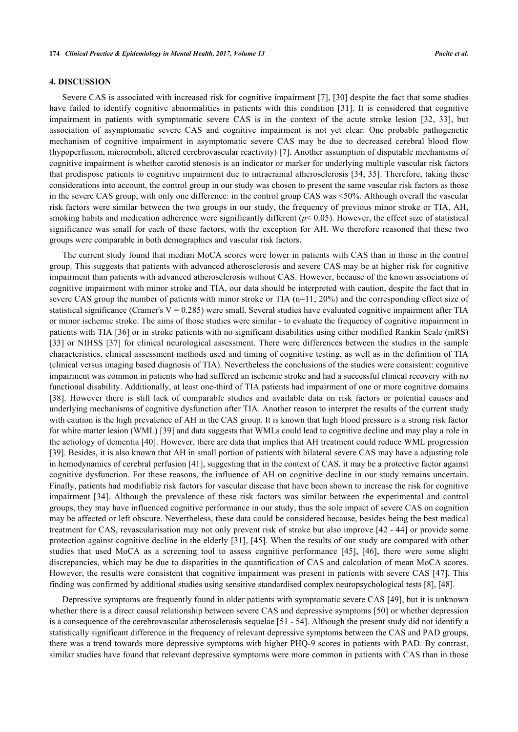## 4. DISCUSSION

Severe CAS is associated with increased risk for cognitive impairment [7], [30] despite the fact that some studies have failed to identify cognitive abnormalities in patients with this condition [31]. It is considered that cognitive impairment in patients with symptomatic severe CAS is in the context of the acute stroke lesion [32, 33], but association of asymptomatic severe CAS and cognitive impairment is not yet clear. One probable pathogenetic mechanism of cognitive impairment in asymptomatic severe CAS may be due to decreased cerebral blood flow (hypoperfusion, microemboli, altered cerebrovascular reactivity) [7]. Another assumption of disputable mechanisms of cognitive impairment is whether carotid stenosis is an indicator or marker for underlying multiple vascular risk factors that predispose patients to cognitive impairment due to intracranial atherosclerosis [34, 35]. Therefore, taking these considerations into account, the control group in our study was chosen to present the same vascular risk factors as those in the severe CAS group, with only one difference: in the control group CAS was <50%. Although overall the vascular risk factors were similar between the two groups in our study, the frequency of previous minor stroke or TIA, AH, smoking habits and medication adherence were significantly different ($p < 0.05$). However, the effect size of statistical significance was small for each of these factors, with the exception for AH. We therefore reasoned that these two groups were comparable in both demographics and vascular risk factors.

The current study found that median MoCA scores were lower in patients with CAS than in those in the control group. This suggests that patients with advanced atherosclerosis and severe CAS may be at higher risk for cognitive impairment than patients with advanced atherosclerosis without CAS. However, because of the known associations of cognitive impairment with minor stroke and TIA, our data should be interpreted with caution, despite the fact that in severe CAS group the number of patients with minor stroke or TIA (n=11; 20%) and the corresponding effect size of statistical significance (Cramer's V = 0.285) were small. Several studies have evaluated cognitive impairment after TIA or minor ischemic stroke. The aims of those studies were similar - to evaluate the frequency of cognitive impairment in patients with TIA [36] or in stroke patients with no significant disabilities using either modified Rankin Scale (mRS) [33] or NIHSS [37] for clinical neurological assessment. There were differences between the studies in the sample characteristics, clinical assessment methods used and timing of cognitive testing, as well as in the definition of TIA (clinical versus imaging based diagnosis of TIA). Nevertheless the conclusions of the studies were consistent: cognitive impairment was common in patients who had suffered an ischemic stroke and had a successful clinical recovery with no functional disability. Additionally, at least one-third of TIA patients had impairment of one or more cognitive domains [38]. However there is still lack of comparable studies and available data on risk factors or potential causes and underlying mechanisms of cognitive dysfunction after TIA. Another reason to interpret the results of the current study with caution is the high prevalence of AH in the CAS group. It is known that high blood pressure is a strong risk factor for white matter lesion (WML) [39] and data suggests that WMLs could lead to cognitive decline and may play a role in the aetiology of dementia [40]. However, there are data that implies that AH treatment could reduce WML progression [39]. Besides, it is also known that AH in small portion of patients with bilateral severe CAS may have a adjusting role in hemodynamics of cerebral perfusion [41], suggesting that in the context of CAS, it may be a protective factor against cognitive dysfunction. For these reasons, the influence of AH on cognitive decline in our study remains uncertain. Finally, patients had modifiable risk factors for vascular disease that have been shown to increase the risk for cognitive impairment [34]. Although the prevalence of these risk factors was similar between the experimental and control groups, they may have influenced cognitive performance in our study, thus the sole impact of severe CAS on cognition may be affected or left obscure. Nevertheless, these data could be considered because, besides being the best medical treatment for CAS, revascularisation may not only prevent risk of stroke but also improve [42 - 44] or provide some protection against cognitive decline in the elderly [31], [45]. When the results of our study are compared with other studies that used MoCA as a screening tool to assess cognitive performance [45], [46], there were some slight discrepancies, which may be due to disparities in the quantification of CAS and calculation of mean MoCA scores. However, the results were consistent that cognitive impairment was present in patients with severe CAS [47]. This finding was confirmed by additional studies using sensitive standardised complex neuropsychological tests [8], [48].

Depressive symptoms are frequently found in older patients with symptomatic severe CAS [49], but it is unknown whether there is a direct causal relationship between severe CAS and depressive symptoms [50] or whether depression is a consequence of the cerebrovascular atherosclerosis sequelae [51 - 54]. Although the present study did not identify a statistically significant difference in the frequency of relevant depressive symptoms between the CAS and PAD groups, there was a trend towards more depressive symptoms with higher PHQ-9 scores in patients with PAD. By contrast, similar studies have found that relevant depressive symptoms were more common in patients with CAS than in those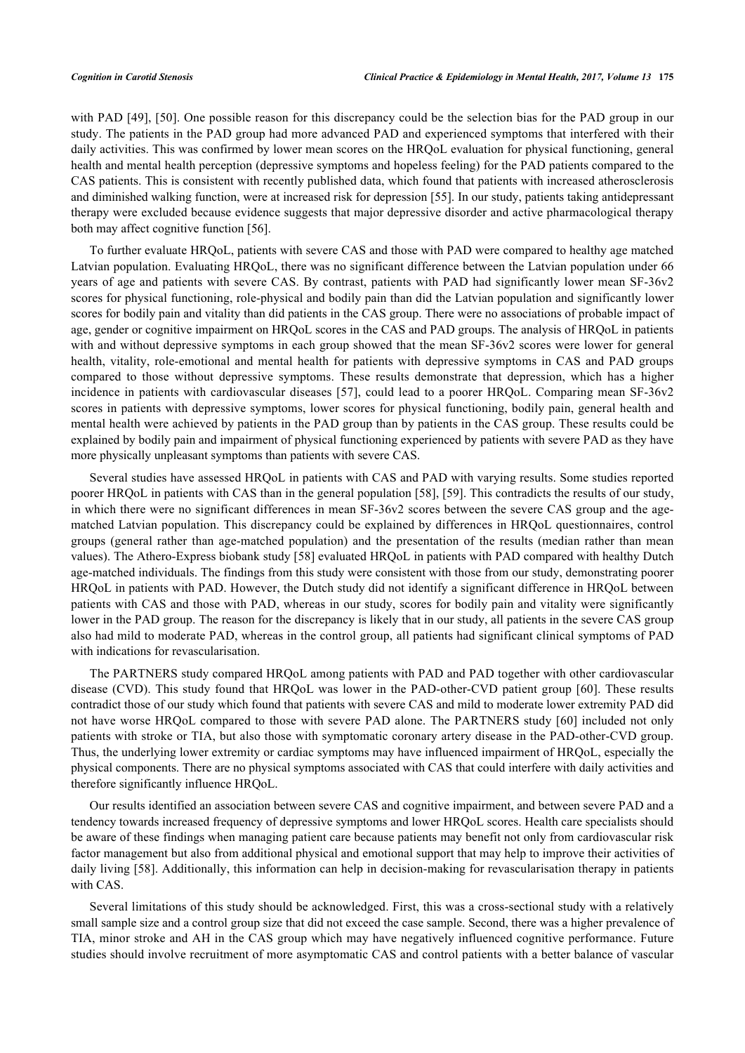with PAD [49], [50]. One possible reason for this discrepancy could be the selection bias for the PAD group in our study. The patients in the PAD group had more advanced PAD and experienced symptoms that interfered with their daily activities. This was confirmed by lower mean scores on the HRQoL evaluation for physical functioning, general health and mental health perception (depressive symptoms and hopeless feeling) for the PAD patients compared to the CAS patients. This is consistent with recently published data, which found that patients with increased atherosclerosis and diminished walking function, were at increased risk for depression [55]. In our study, patients taking antidepressant therapy were excluded because evidence suggests that major depressive disorder and active pharmacological therapy both may affect cognitive function [56].

To further evaluate HRQoL, patients with severe CAS and those with PAD were compared to healthy age matched Latvian population. Evaluating HRQoL, there was no significant difference between the Latvian population under 66 years of age and patients with severe CAS. By contrast, patients with PAD had significantly lower mean SF-36v2 scores for physical functioning, role-physical and bodily pain than did the Latvian population and significantly lower scores for bodily pain and vitality than did patients in the CAS group. There were no associations of probable impact of age, gender or cognitive impairment on HRQoL scores in the CAS and PAD groups. The analysis of HRQoL in patients with and without depressive symptoms in each group showed that the mean SF-36v2 scores were lower for general health, vitality, role-emotional and mental health for patients with depressive symptoms in CAS and PAD groups compared to those without depressive symptoms. These results demonstrate that depression, which has a higher incidence in patients with cardiovascular diseases [57], could lead to a poorer HRQoL. Comparing mean SF-36v2 scores in patients with depressive symptoms, lower scores for physical functioning, bodily pain, general health and mental health were achieved by patients in the PAD group than by patients in the CAS group. These results could be explained by bodily pain and impairment of physical functioning experienced by patients with severe PAD as they have more physically unpleasant symptoms than patients with severe CAS.

Several studies have assessed HRQoL in patients with CAS and PAD with varying results. Some studies reported poorer HRQoL in patients with CAS than in the general population [58], [59]. This contradicts the results of our study, in which there were no significant differences in mean SF-36v2 scores between the severe CAS group and the age-matched Latvian population. This discrepancy could be explained by differences in HRQoL questionnaires, control groups (general rather than age-matched population) and the presentation of the results (median rather than mean values). The Athero-Express biobank study [58] evaluated HRQoL in patients with PAD compared with healthy Dutch age-matched individuals. The findings from this study were consistent with those from our study, demonstrating poorer HRQoL in patients with PAD. However, the Dutch study did not identify a significant difference in HRQoL between patients with CAS and those with PAD, whereas in our study, scores for bodily pain and vitality were significantly lower in the PAD group. The reason for the discrepancy is likely that in our study, all patients in the severe CAS group also had mild to moderate PAD, whereas in the control group, all patients had significant clinical symptoms of PAD with indications for revascularisation.

The PARTNERS study compared HRQoL among patients with PAD and PAD together with other cardiovascular disease (CVD). This study found that HRQoL was lower in the PAD-other-CVD patient group [60]. These results contradict those of our study which found that patients with severe CAS and mild to moderate lower extremity PAD did not have worse HRQoL compared to those with severe PAD alone. The PARTNERS study [60] included not only patients with stroke or TIA, but also those with symptomatic coronary artery disease in the PAD-other-CVD group. Thus, the underlying lower extremity or cardiac symptoms may have influenced impairment of HRQoL, especially the physical components. There are no physical symptoms associated with CAS that could interfere with daily activities and therefore significantly influence HRQoL.

Our results identified an association between severe CAS and cognitive impairment, and between severe PAD and a tendency towards increased frequency of depressive symptoms and lower HRQoL scores. Health care specialists should be aware of these findings when managing patient care because patients may benefit not only from cardiovascular risk factor management but also from additional physical and emotional support that may help to improve their activities of daily living [58]. Additionally, this information can help in decision-making for revascularisation therapy in patients with CAS.

Several limitations of this study should be acknowledged. First, this was a cross-sectional study with a relatively small sample size and a control group size that did not exceed the case sample. Second, there was a higher prevalence of TIA, minor stroke and AH in the CAS group which may have negatively influenced cognitive performance. Future studies should involve recruitment of more asymptomatic CAS and control patients with a better balance of vascular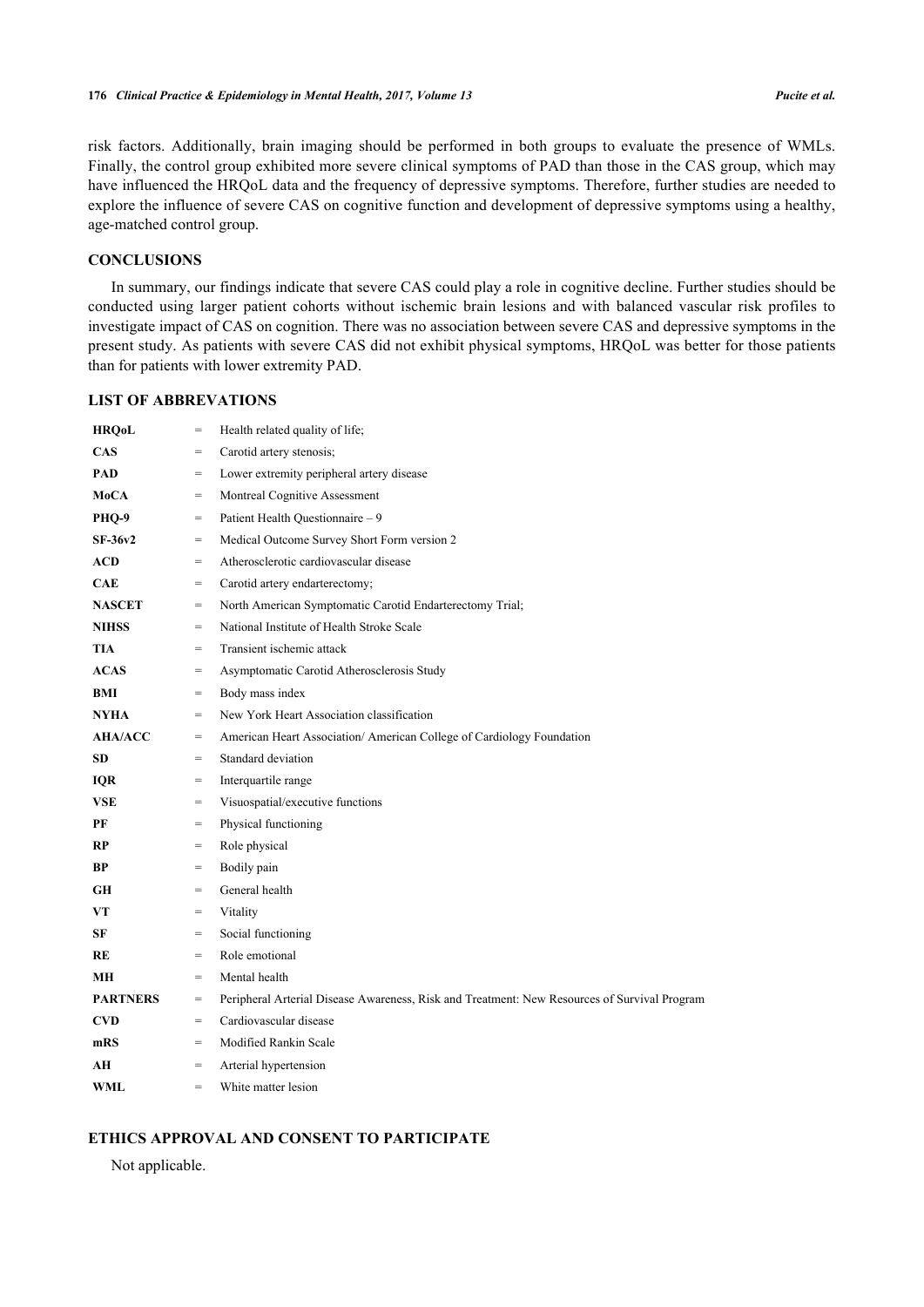risk factors. Additionally, brain imaging should be performed in both groups to evaluate the presence of WMLs. Finally, the control group exhibited more severe clinical symptoms of PAD than those in the CAS group, which may have influenced the HRQoL data and the frequency of depressive symptoms. Therefore, further studies are needed to explore the influence of severe CAS on cognitive function and development of depressive symptoms using a healthy, age-matched control group.

## CONCLUSIONS

In summary, our findings indicate that severe CAS could play a role in cognitive decline. Further studies should be conducted using larger patient cohorts without ischemic brain lesions and with balanced vascular risk profiles to investigate impact of CAS on cognition. There was no association between severe CAS and depressive symptoms in the present study. As patients with severe CAS did not exhibit physical symptoms, HRQoL was better for those patients than for patients with lower extremity PAD.

## LIST OF ABBREVATIONS

| | | |
|---|---|---|
| **HRQoL** | = | Health related quality of life; |
| **CAS** | = | Carotid artery stenosis; |
| **PAD** | = | Lower extremity peripheral artery disease |
| **MoCA** | = | Montreal Cognitive Assessment |
| **PHQ-9** | = | Patient Health Questionnaire – 9 |
| **SF-36v2** | = | Medical Outcome Survey Short Form version 2 |
| **ACD** | = | Atherosclerotic cardiovascular disease |
| **CAE** | = | Carotid artery endarterectomy; |
| **NASCET** | = | North American Symptomatic Carotid Endarterectomy Trial; |
| **NIHSS** | = | National Institute of Health Stroke Scale |
| **TIA** | = | Transient ischemic attack |
| **ACAS** | = | Asymptomatic Carotid Atherosclerosis Study |
| **BMI** | = | Body mass index |
| **NYHA** | = | New York Heart Association classification |
| **AHA/ACC** | = | American Heart Association/ American College of Cardiology Foundation |
| **SD** | = | Standard deviation |
| **IQR** | = | Interquartile range |
| **VSE** | = | Visuospatial/executive functions |
| **PF** | = | Physical functioning |
| **RP** | = | Role physical |
| **BP** | = | Bodily pain |
| **GH** | = | General health |
| **VT** | = | Vitality |
| **SF** | = | Social functioning |
| **RE** | = | Role emotional |
| **MH** | = | Mental health |
| **PARTNERS** | = | Peripheral Arterial Disease Awareness, Risk and Treatment: New Resources of Survival Program |
| **CVD** | = | Cardiovascular disease |
| **mRS** | = | Modified Rankin Scale |
| **AH** | = | Arterial hypertension |
| **WML** | = | White matter lesion |

## ETHICS APPROVAL AND CONSENT TO PARTICIPATE

Not applicable.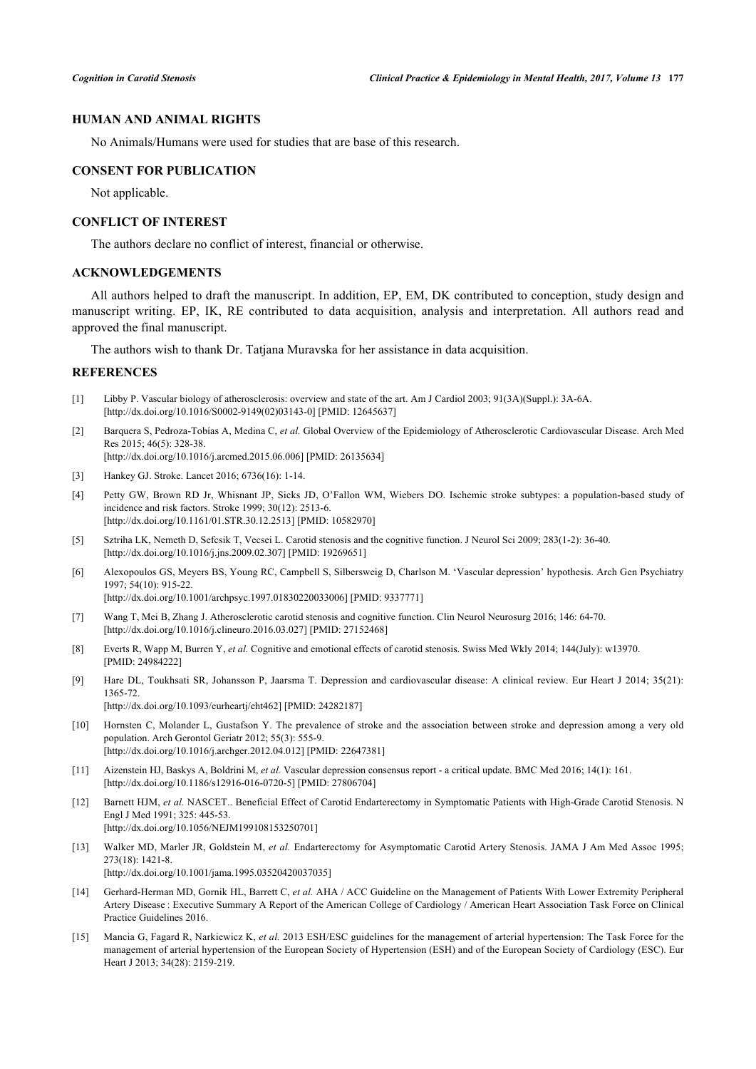## HUMAN AND ANIMAL RIGHTS

No Animals/Humans were used for studies that are base of this research.

## CONSENT FOR PUBLICATION

Not applicable.

## CONFLICT OF INTEREST

The authors declare no conflict of interest, financial or otherwise.

## ACKNOWLEDGEMENTS

All authors helped to draft the manuscript. In addition, EP, EM, DK contributed to conception, study design and manuscript writing. EP, IK, RE contributed to data acquisition, analysis and interpretation. All authors read and approved the final manuscript.

The authors wish to thank Dr. Tatjana Muravska for her assistance in data acquisition.

## REFERENCES

[1] Libby P. Vascular biology of atherosclerosis: overview and state of the art. Am J Cardiol 2003; 91(3A)(Suppl.): 3A-6A. [http://dx.doi.org/10.1016/S0002-9149(02)03143-0] [PMID: 12645637]

[2] Barquera S, Pedroza-Tobías A, Medina C, *et al.* Global Overview of the Epidemiology of Atherosclerotic Cardiovascular Disease. Arch Med Res 2015; 46(5): 328-38. [http://dx.doi.org/10.1016/j.arcmed.2015.06.006] [PMID: 26135634]

[3] Hankey GJ. Stroke. Lancet 2016; 6736(16): 1-14.

[4] Petty GW, Brown RD Jr, Whisnant JP, Sicks JD, O'Fallon WM, Wiebers DO. Ischemic stroke subtypes: a population-based study of incidence and risk factors. Stroke 1999; 30(12): 2513-6. [http://dx.doi.org/10.1161/01.STR.30.12.2513] [PMID: 10582970]

[5] Sztriha LK, Nemeth D, Sefcsik T, Vecsei L. Carotid stenosis and the cognitive function. J Neurol Sci 2009; 283(1-2): 36-40. [http://dx.doi.org/10.1016/j.jns.2009.02.307] [PMID: 19269651]

[6] Alexopoulos GS, Meyers BS, Young RC, Campbell S, Silbersweig D, Charlson M. 'Vascular depression' hypothesis. Arch Gen Psychiatry 1997; 54(10): 915-22. [http://dx.doi.org/10.1001/archpsyc.1997.01830220033006] [PMID: 9337771]

[7] Wang T, Mei B, Zhang J. Atherosclerotic carotid stenosis and cognitive function. Clin Neurol Neurosurg 2016; 146: 64-70. [http://dx.doi.org/10.1016/j.clineuro.2016.03.027] [PMID: 27152468]

[8] Everts R, Wapp M, Burren Y, *et al.* Cognitive and emotional effects of carotid stenosis. Swiss Med Wkly 2014; 144(July): w13970. [PMID: 24984222]

[9] Hare DL, Toukhsati SR, Johansson P, Jaarsma T. Depression and cardiovascular disease: A clinical review. Eur Heart J 2014; 35(21): 1365-72. [http://dx.doi.org/10.1093/eurheartj/eht462] [PMID: 24282187]

[10] Hornsten C, Molander L, Gustafson Y. The prevalence of stroke and the association between stroke and depression among a very old population. Arch Gerontol Geriatr 2012; 55(3): 555-9. [http://dx.doi.org/10.1016/j.archger.2012.04.012] [PMID: 22647381]

[11] Aizenstein HJ, Baskys A, Boldrini M, *et al.* Vascular depression consensus report - a critical update. BMC Med 2016; 14(1): 161. [http://dx.doi.org/10.1186/s12916-016-0720-5] [PMID: 27806704]

[12] Barnett HJM, *et al.* NASCET.. Beneficial Effect of Carotid Endarterectomy in Symptomatic Patients with High-Grade Carotid Stenosis. N Engl J Med 1991; 325: 445-53. [http://dx.doi.org/10.1056/NEJM199108153250701]

[13] Walker MD, Marler JR, Goldstein M, *et al.* Endarterectomy for Asymptomatic Carotid Artery Stenosis. JAMA J Am Med Assoc 1995; 273(18): 1421-8. [http://dx.doi.org/10.1001/jama.1995.03520420037035]

[14] Gerhard-Herman MD, Gornik HL, Barrett C, *et al.* AHA / ACC Guideline on the Management of Patients With Lower Extremity Peripheral Artery Disease : Executive Summary A Report of the American College of Cardiology / American Heart Association Task Force on Clinical Practice Guidelines 2016.

[15] Mancia G, Fagard R, Narkiewicz K, *et al.* 2013 ESH/ESC guidelines for the management of arterial hypertension: The Task Force for the management of arterial hypertension of the European Society of Hypertension (ESH) and of the European Society of Cardiology (ESC). Eur Heart J 2013; 34(28): 2159-219.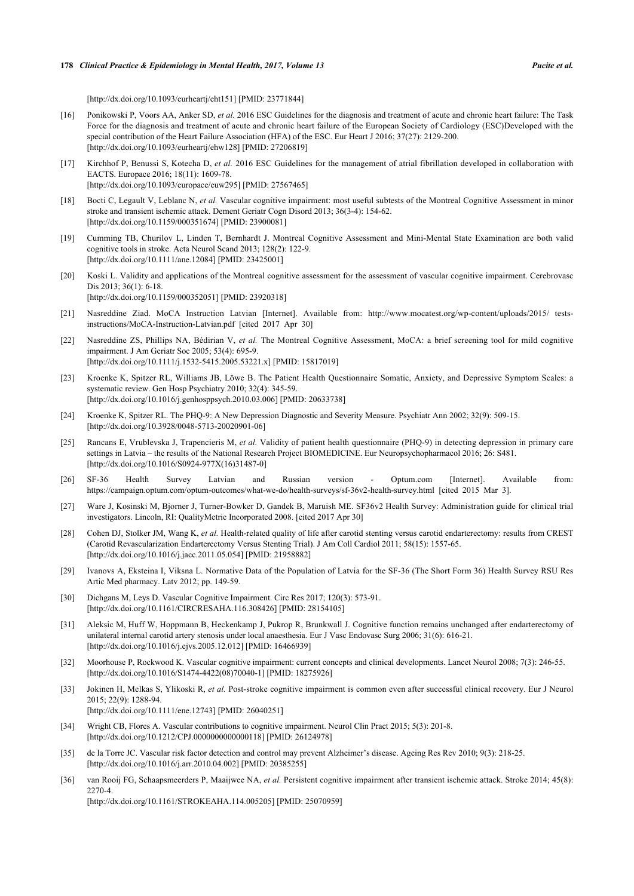[http://dx.doi.org/10.1093/eurheartj/eht151] [PMID: 23771844]

[16] Ponikowski P, Voors AA, Anker SD, *et al.* 2016 ESC Guidelines for the diagnosis and treatment of acute and chronic heart failure: The Task Force for the diagnosis and treatment of acute and chronic heart failure of the European Society of Cardiology (ESC)Developed with the special contribution of the Heart Failure Association (HFA) of the ESC. Eur Heart J 2016; 37(27): 2129-200.
[http://dx.doi.org/10.1093/eurheartj/ehw128] [PMID: 27206819]

[17] Kirchhof P, Benussi S, Kotecha D, *et al.* 2016 ESC Guidelines for the management of atrial fibrillation developed in collaboration with EACTS. Europace 2016; 18(11): 1609-78.
[http://dx.doi.org/10.1093/europace/euw295] [PMID: 27567465]

[18] Bocti C, Legault V, Leblanc N, *et al.* Vascular cognitive impairment: most useful subtests of the Montreal Cognitive Assessment in minor stroke and transient ischemic attack. Dement Geriatr Cogn Disord 2013; 36(3-4): 154-62.
[http://dx.doi.org/10.1159/000351674] [PMID: 23900081]

[19] Cumming TB, Churilov L, Linden T, Bernhardt J. Montreal Cognitive Assessment and Mini-Mental State Examination are both valid cognitive tools in stroke. Acta Neurol Scand 2013; 128(2): 122-9.
[http://dx.doi.org/10.1111/ane.12084] [PMID: 23425001]

[20] Koski L. Validity and applications of the Montreal cognitive assessment for the assessment of vascular cognitive impairment. Cerebrovasc Dis 2013; 36(1): 6-18.
[http://dx.doi.org/10.1159/000352051] [PMID: 23920318]

[21] Nasreddine Ziad. MoCA Instruction Latvian [Internet]. Available from: http://www.mocatest.org/wp-content/uploads/2015/ tests-instructions/MoCA-Instruction-Latvian.pdf [cited 2017 Apr 30]

[22] Nasreddine ZS, Phillips NA, Bédirian V, *et al.* The Montreal Cognitive Assessment, MoCA: a brief screening tool for mild cognitive impairment. J Am Geriatr Soc 2005; 53(4): 695-9.
[http://dx.doi.org/10.1111/j.1532-5415.2005.53221.x] [PMID: 15817019]

[23] Kroenke K, Spitzer RL, Williams JB, Löwe B. The Patient Health Questionnaire Somatic, Anxiety, and Depressive Symptom Scales: a systematic review. Gen Hosp Psychiatry 2010; 32(4): 345-59.
[http://dx.doi.org/10.1016/j.genhosppsych.2010.03.006] [PMID: 20633738]

[24] Kroenke K, Spitzer RL. The PHQ-9: A New Depression Diagnostic and Severity Measure. Psychiatr Ann 2002; 32(9): 509-15.
[http://dx.doi.org/10.3928/0048-5713-20020901-06]

[25] Rancans E, Vrublevska J, Trapencieris M, *et al.* Validity of patient health questionnaire (PHQ-9) in detecting depression in primary care settings in Latvia – the results of the National Research Project BIOMEDICINE. Eur Neuropsychopharmacol 2016; 26: S481.
[http://dx.doi.org/10.1016/S0924-977X(16)31487-0]

[26] SF-36 Health Survey Latvian and Russian version - Optum.com [Internet]. Available from: https://campaign.optum.com/optum-outcomes/what-we-do/health-surveys/sf-36v2-health-survey.html [cited 2015 Mar 3].

[27] Ware J, Kosinski M, Bjorner J, Turner-Bowker D, Gandek B, Maruish ME. SF36v2 Health Survey: Administration guide for clinical trial investigators. Lincoln, RI: QualityMetric Incorporated 2008. [cited 2017 Apr 30]

[28] Cohen DJ, Stolker JM, Wang K, *et al.* Health-related quality of life after carotid stenting versus carotid endarterectomy: results from CREST (Carotid Revascularization Endarterectomy Versus Stenting Trial). J Am Coll Cardiol 2011; 58(15): 1557-65.
[http://dx.doi.org/10.1016/j.jacc.2011.05.054] [PMID: 21958882]

[29] Ivanovs A, Eksteina I, Viksna L. Normative Data of the Population of Latvia for the SF-36 (The Short Form 36) Health Survey RSU Res Artic Med pharmacy. Latv 2012; pp. 149-59.

[30] Dichgans M, Leys D. Vascular Cognitive Impairment. Circ Res 2017; 120(3): 573-91.
[http://dx.doi.org/10.1161/CIRCRESAHA.116.308426] [PMID: 28154105]

[31] Aleksic M, Huff W, Hoppmann B, Heckenkamp J, Pukrop R, Brunkwall J. Cognitive function remains unchanged after endarterectomy of unilateral internal carotid artery stenosis under local anaesthesia. Eur J Vasc Endovasc Surg 2006; 31(6): 616-21.
[http://dx.doi.org/10.1016/j.ejvs.2005.12.012] [PMID: 16466939]

[32] Moorhouse P, Rockwood K. Vascular cognitive impairment: current concepts and clinical developments. Lancet Neurol 2008; 7(3): 246-55.
[http://dx.doi.org/10.1016/S1474-4422(08)70040-1] [PMID: 18275926]

[33] Jokinen H, Melkas S, Ylikoski R, *et al.* Post-stroke cognitive impairment is common even after successful clinical recovery. Eur J Neurol 2015; 22(9): 1288-94.
[http://dx.doi.org/10.1111/ene.12743] [PMID: 26040251]

[34] Wright CB, Flores A. Vascular contributions to cognitive impairment. Neurol Clin Pract 2015; 5(3): 201-8.
[http://dx.doi.org/10.1212/CPJ.0000000000000118] [PMID: 26124978]

[35] de la Torre JC. Vascular risk factor detection and control may prevent Alzheimer's disease. Ageing Res Rev 2010; 9(3): 218-25.
[http://dx.doi.org/10.1016/j.arr.2010.04.002] [PMID: 20385255]

[36] van Rooij FG, Schaapsmeerders P, Maaijwee NA, *et al.* Persistent cognitive impairment after transient ischemic attack. Stroke 2014; 45(8): 2270-4.
[http://dx.doi.org/10.1161/STROKEAHA.114.005205] [PMID: 25070959]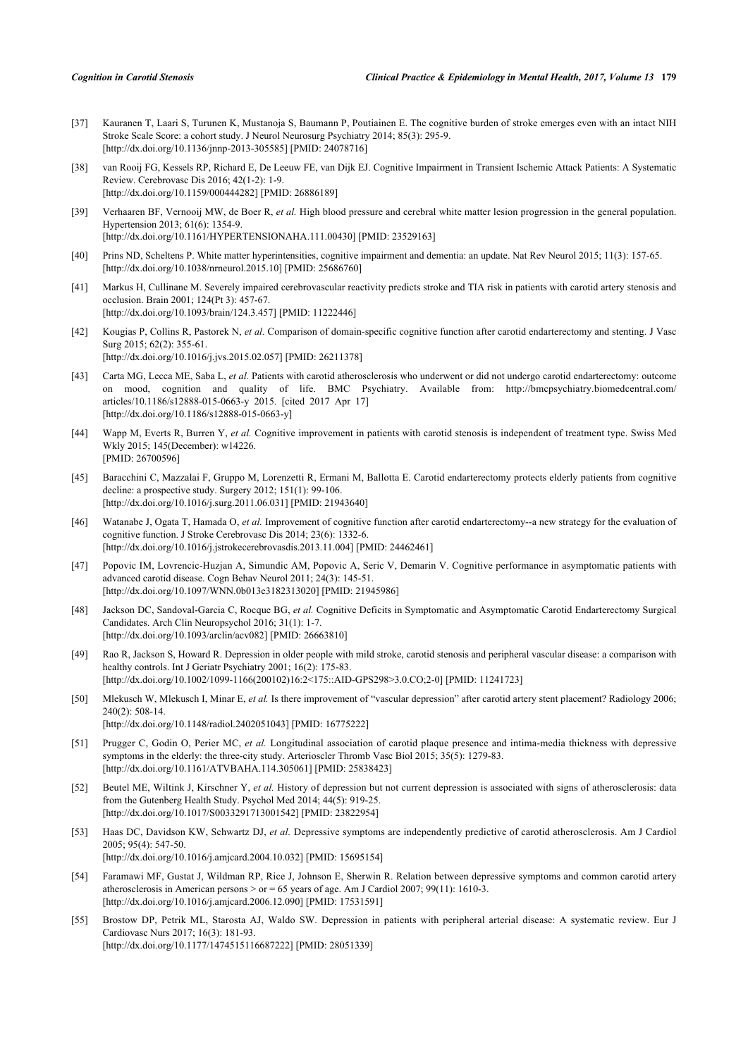[37] Kauranen T, Laari S, Turunen K, Mustanoja S, Baumann P, Poutiainen E. The cognitive burden of stroke emerges even with an intact NIH Stroke Scale Score: a cohort study. J Neurol Neurosurg Psychiatry 2014; 85(3): 295-9. [http://dx.doi.org/10.1136/jnnp-2013-305585] [PMID: 24078716]

[38] van Rooij FG, Kessels RP, Richard E, De Leeuw FE, van Dijk EJ. Cognitive Impairment in Transient Ischemic Attack Patients: A Systematic Review. Cerebrovasc Dis 2016; 42(1-2): 1-9. [http://dx.doi.org/10.1159/000444282] [PMID: 26886189]

[39] Verhaaren BF, Vernooij MW, de Boer R, *et al.* High blood pressure and cerebral white matter lesion progression in the general population. Hypertension 2013; 61(6): 1354-9. [http://dx.doi.org/10.1161/HYPERTENSIONAHA.111.00430] [PMID: 23529163]

[40] Prins ND, Scheltens P. White matter hyperintensities, cognitive impairment and dementia: an update. Nat Rev Neurol 2015; 11(3): 157-65. [http://dx.doi.org/10.1038/nrneurol.2015.10] [PMID: 25686760]

[41] Markus H, Cullinane M. Severely impaired cerebrovascular reactivity predicts stroke and TIA risk in patients with carotid artery stenosis and occlusion. Brain 2001; 124(Pt 3): 457-67. [http://dx.doi.org/10.1093/brain/124.3.457] [PMID: 11222446]

[42] Kougias P, Collins R, Pastorek N, *et al.* Comparison of domain-specific cognitive function after carotid endarterectomy and stenting. J Vasc Surg 2015; 62(2): 355-61. [http://dx.doi.org/10.1016/j.jvs.2015.02.057] [PMID: 26211378]

[43] Carta MG, Lecca ME, Saba L, *et al.* Patients with carotid atherosclerosis who underwent or did not undergo carotid endarterectomy: outcome on mood, cognition and quality of life. BMC Psychiatry. Available from: http://bmcpsychiatry.biomedcentral.com/articles/10.1186/s12888-015-0663-y 2015. [cited 2017 Apr 17] [http://dx.doi.org/10.1186/s12888-015-0663-y]

[44] Wapp M, Everts R, Burren Y, *et al.* Cognitive improvement in patients with carotid stenosis is independent of treatment type. Swiss Med Wkly 2015; 145(December): w14226. [PMID: 26700596]

[45] Baracchini C, Mazzalai F, Gruppo M, Lorenzetti R, Ermani M, Ballotta E. Carotid endarterectomy protects elderly patients from cognitive decline: a prospective study. Surgery 2012; 151(1): 99-106. [http://dx.doi.org/10.1016/j.surg.2011.06.031] [PMID: 21943640]

[46] Watanabe J, Ogata T, Hamada O, *et al.* Improvement of cognitive function after carotid endarterectomy--a new strategy for the evaluation of cognitive function. J Stroke Cerebrovasc Dis 2014; 23(6): 1332-6. [http://dx.doi.org/10.1016/j.jstrokecerebrovasdis.2013.11.004] [PMID: 24462461]

[47] Popovic IM, Lovrencic-Huzjan A, Simundic AM, Popovic A, Seric V, Demarin V. Cognitive performance in asymptomatic patients with advanced carotid disease. Cogn Behav Neurol 2011; 24(3): 145-51. [http://dx.doi.org/10.1097/WNN.0b013e3182313020] [PMID: 21945986]

[48] Jackson DC, Sandoval-Garcia C, Rocque BG, *et al.* Cognitive Deficits in Symptomatic and Asymptomatic Carotid Endarterectomy Surgical Candidates. Arch Clin Neuropsychol 2016; 31(1): 1-7. [http://dx.doi.org/10.1093/arclin/acv082] [PMID: 26663810]

[49] Rao R, Jackson S, Howard R. Depression in older people with mild stroke, carotid stenosis and peripheral vascular disease: a comparison with healthy controls. Int J Geriatr Psychiatry 2001; 16(2): 175-83. [http://dx.doi.org/10.1002/1099-1166(200102)16:2<175::AID-GPS298>3.0.CO;2-0] [PMID: 11241723]

[50] Mlekusch W, Mlekusch I, Minar E, *et al.* Is there improvement of "vascular depression" after carotid artery stent placement? Radiology 2006; 240(2): 508-14. [http://dx.doi.org/10.1148/radiol.2402051043] [PMID: 16775222]

[51] Prugger C, Godin O, Perier MC, *et al.* Longitudinal association of carotid plaque presence and intima-media thickness with depressive symptoms in the elderly: the three-city study. Arterioscler Thromb Vasc Biol 2015; 35(5): 1279-83. [http://dx.doi.org/10.1161/ATVBAHA.114.305061] [PMID: 25838423]

[52] Beutel ME, Wiltink J, Kirschner Y, *et al.* History of depression but not current depression is associated with signs of atherosclerosis: data from the Gutenberg Health Study. Psychol Med 2014; 44(5): 919-25. [http://dx.doi.org/10.1017/S0033291713001542] [PMID: 23822954]

[53] Haas DC, Davidson KW, Schwartz DJ, *et al.* Depressive symptoms are independently predictive of carotid atherosclerosis. Am J Cardiol 2005; 95(4): 547-50. [http://dx.doi.org/10.1016/j.amjcard.2004.10.032] [PMID: 15695154]

[54] Faramawi MF, Gustat J, Wildman RP, Rice J, Johnson E, Sherwin R. Relation between depressive symptoms and common carotid artery atherosclerosis in American persons > or = 65 years of age. Am J Cardiol 2007; 99(11): 1610-3. [http://dx.doi.org/10.1016/j.amjcard.2006.12.090] [PMID: 17531591]

[55] Brostow DP, Petrik ML, Starosta AJ, Waldo SW. Depression in patients with peripheral arterial disease: A systematic review. Eur J Cardiovasc Nurs 2017; 16(3): 181-93. [http://dx.doi.org/10.1177/1474515116687222] [PMID: 28051339]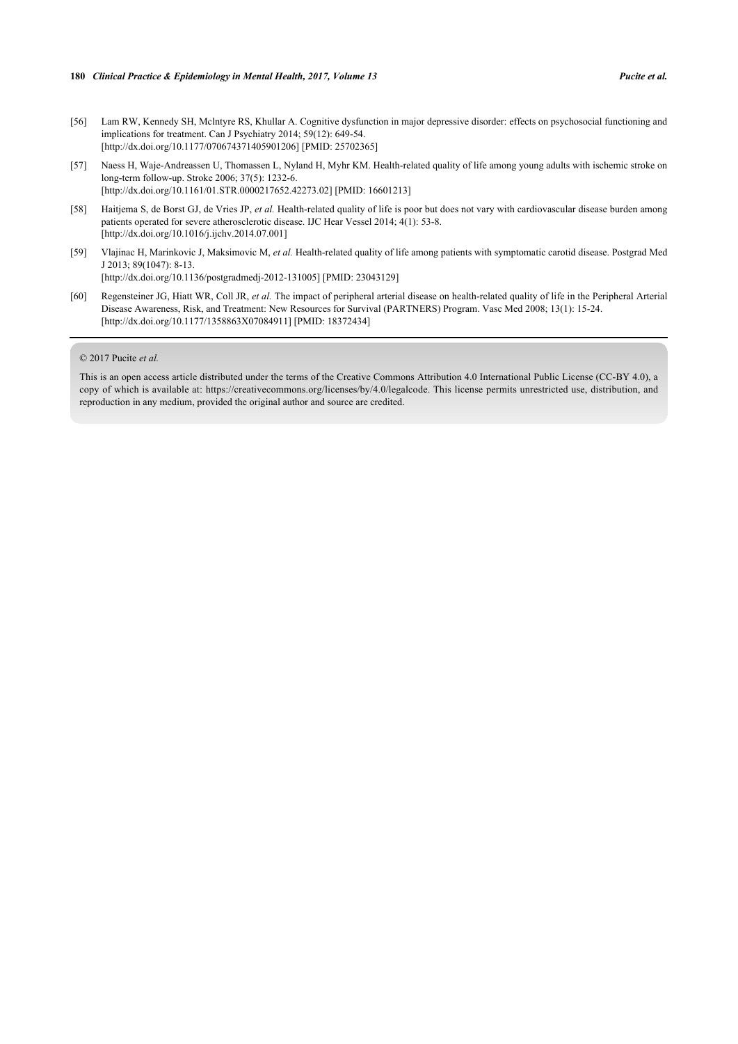[56] Lam RW, Kennedy SH, Mclntyre RS, Khullar A. Cognitive dysfunction in major depressive disorder: effects on psychosocial functioning and implications for treatment. Can J Psychiatry 2014; 59(12): 649-54.
[http://dx.doi.org/10.1177/070674371405901206] [PMID: 25702365]

[57] Naess H, Waje-Andreassen U, Thomassen L, Nyland H, Myhr KM. Health-related quality of life among young adults with ischemic stroke on long-term follow-up. Stroke 2006; 37(5): 1232-6.
[http://dx.doi.org/10.1161/01.STR.0000217652.42273.02] [PMID: 16601213]

[58] Haitjema S, de Borst GJ, de Vries JP, *et al.* Health-related quality of life is poor but does not vary with cardiovascular disease burden among patients operated for severe atherosclerotic disease. IJC Hear Vessel 2014; 4(1): 53-8.
[http://dx.doi.org/10.1016/j.ijchv.2014.07.001]

[59] Vlajinac H, Marinkovic J, Maksimovic M, *et al.* Health-related quality of life among patients with symptomatic carotid disease. Postgrad Med J 2013; 89(1047): 8-13.
[http://dx.doi.org/10.1136/postgradmedj-2012-131005] [PMID: 23043129]

[60] Regensteiner JG, Hiatt WR, Coll JR, *et al.* The impact of peripheral arterial disease on health-related quality of life in the Peripheral Arterial Disease Awareness, Risk, and Treatment: New Resources for Survival (PARTNERS) Program. Vasc Med 2008; 13(1): 15-24.
[http://dx.doi.org/10.1177/1358863X07084911] [PMID: 18372434]

© 2017 Pucite *et al.*

This is an open access article distributed under the terms of the Creative Commons Attribution 4.0 International Public License (CC-BY 4.0), a copy of which is available at: https://creativecommons.org/licenses/by/4.0/legalcode. This license permits unrestricted use, distribution, and reproduction in any medium, provided the original author and source are credited.